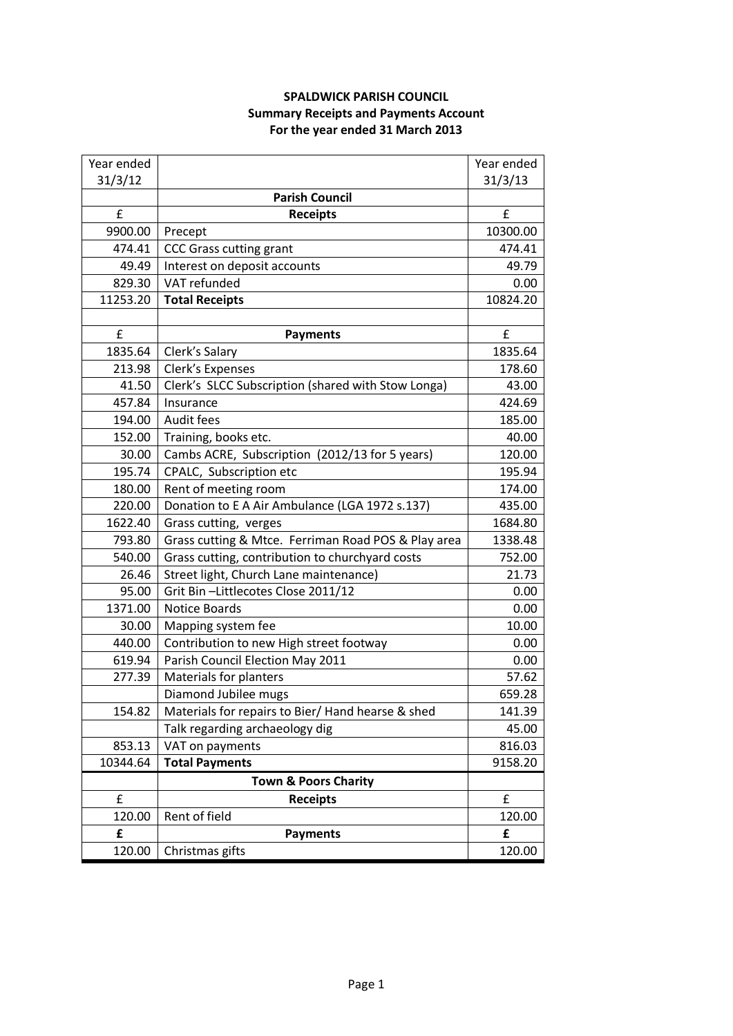**SPALDWICK PARISH COUNCIL**
**Summary Receipts and Payments Account**
**For the year ended 31 March 2013**

| Year ended 31/3/12 | | Year ended 31/3/13 |
|---|---|---|
| | **Parish Council** | |
| £ | **Receipts** | £ |
| 9900.00 | Precept | 10300.00 |
| 474.41 | CCC Grass cutting grant | 474.41 |
| 49.49 | Interest on deposit accounts | 49.79 |
| 829.30 | VAT refunded | 0.00 |
| 11253.20 | **Total Receipts** | 10824.20 |
| | | |
| £ | **Payments** | £ |
| 1835.64 | Clerk's Salary | 1835.64 |
| 213.98 | Clerk's Expenses | 178.60 |
| 41.50 | Clerk's SLCC Subscription (shared with Stow Longa) | 43.00 |
| 457.84 | Insurance | 424.69 |
| 194.00 | Audit fees | 185.00 |
| 152.00 | Training, books etc. | 40.00 |
| 30.00 | Cambs ACRE, Subscription (2012/13 for 5 years) | 120.00 |
| 195.74 | CPALC, Subscription etc | 195.94 |
| 180.00 | Rent of meeting room | 174.00 |
| 220.00 | Donation to E A Air Ambulance (LGA 1972 s.137) | 435.00 |
| 1622.40 | Grass cutting, verges | 1684.80 |
| 793.80 | Grass cutting & Mtce. Ferriman Road POS & Play area | 1338.48 |
| 540.00 | Grass cutting, contribution to churchyard costs | 752.00 |
| 26.46 | Street light, Church Lane maintenance) | 21.73 |
| 95.00 | Grit Bin –Littlecotes Close 2011/12 | 0.00 |
| 1371.00 | Notice Boards | 0.00 |
| 30.00 | Mapping system fee | 10.00 |
| 440.00 | Contribution to new High street footway | 0.00 |
| 619.94 | Parish Council Election May 2011 | 0.00 |
| 277.39 | Materials for planters | 57.62 |
| | Diamond Jubilee mugs | 659.28 |
| 154.82 | Materials for repairs to Bier/ Hand hearse & shed | 141.39 |
| | Talk regarding archaeology dig | 45.00 |
| 853.13 | VAT on payments | 816.03 |
| 10344.64 | **Total Payments** | 9158.20 |
| | **Town & Poors Charity** | |
| £ | **Receipts** | £ |
| 120.00 | Rent of field | 120.00 |
| **£** | **Payments** | **£** |
| 120.00 | Christmas gifts | 120.00 |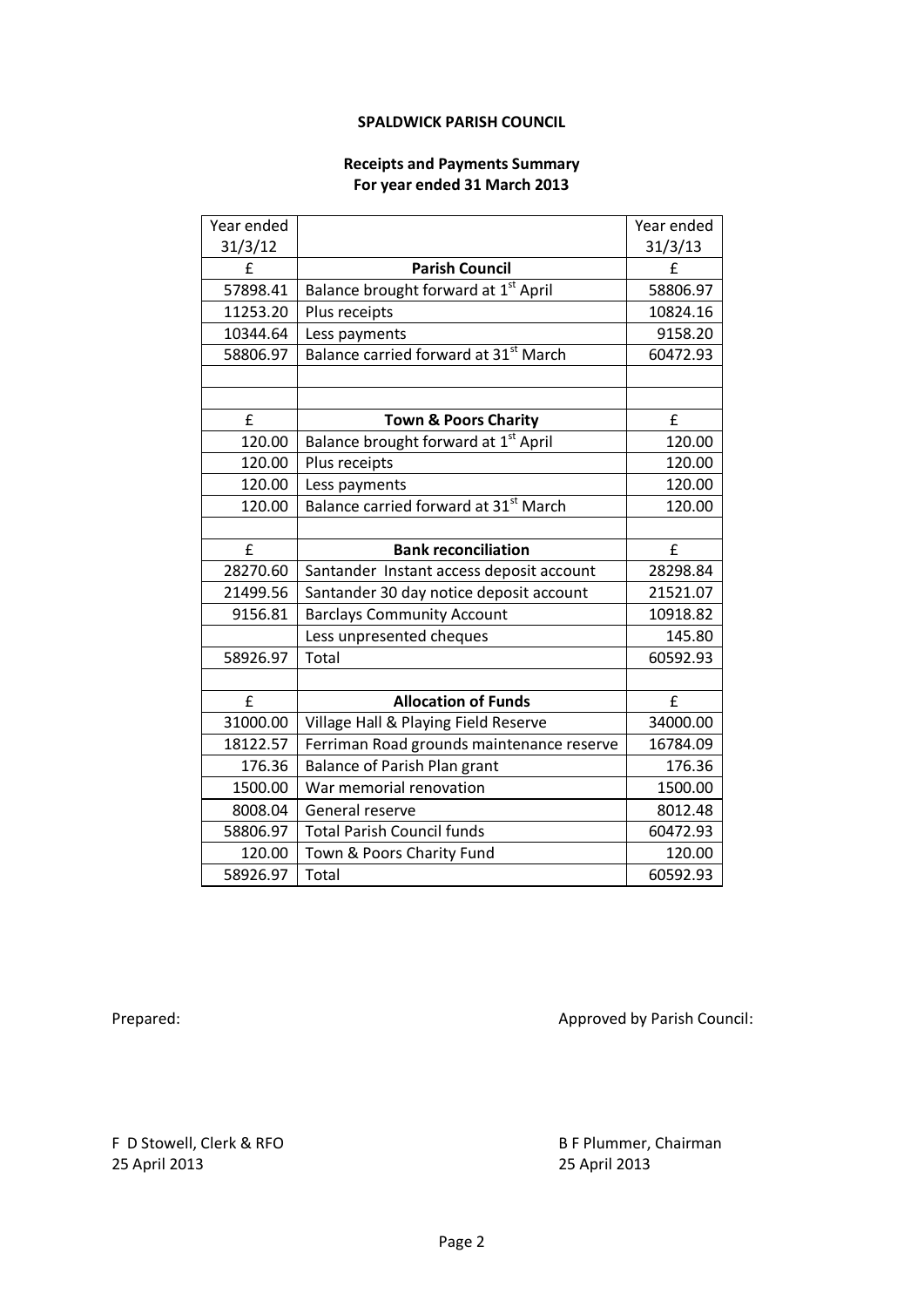**SPALDWICK PARISH COUNCIL**

**Receipts and Payments Summary**
**For year ended 31 March 2013**

| Year ended 31/3/12 | | Year ended 31/3/13 |
|---|---|---|
| £ | **Parish Council** | £ |
| 57898.41 | Balance brought forward at 1st April | 58806.97 |
| 11253.20 | Plus receipts | 10824.16 |
| 10344.64 | Less payments | 9158.20 |
| 58806.97 | Balance carried forward at 31st March | 60472.93 |
| | | |
| | | |
| £ | **Town & Poors Charity** | £ |
| 120.00 | Balance brought forward at 1st April | 120.00 |
| 120.00 | Plus receipts | 120.00 |
| 120.00 | Less payments | 120.00 |
| 120.00 | Balance carried forward at 31st March | 120.00 |
| | | |
| £ | **Bank reconciliation** | £ |
| 28270.60 | Santander Instant access deposit account | 28298.84 |
| 21499.56 | Santander 30 day notice deposit account | 21521.07 |
| 9156.81 | Barclays Community Account | 10918.82 |
| | Less unpresented cheques | 145.80 |
| 58926.97 | Total | 60592.93 |
| | | |
| £ | **Allocation of Funds** | £ |
| 31000.00 | Village Hall & Playing Field Reserve | 34000.00 |
| 18122.57 | Ferriman Road grounds maintenance reserve | 16784.09 |
| 176.36 | Balance of Parish Plan grant | 176.36 |
| 1500.00 | War memorial renovation | 1500.00 |
| 8008.04 | General reserve | 8012.48 |
| 58806.97 | Total Parish Council funds | 60472.93 |
| 120.00 | Town & Poors Charity Fund | 120.00 |
| 58926.97 | Total | 60592.93 |

Prepared:

F D Stowell, Clerk & RFO
25 April 2013

Approved by Parish Council:

B F Plummer, Chairman
25 April 2013